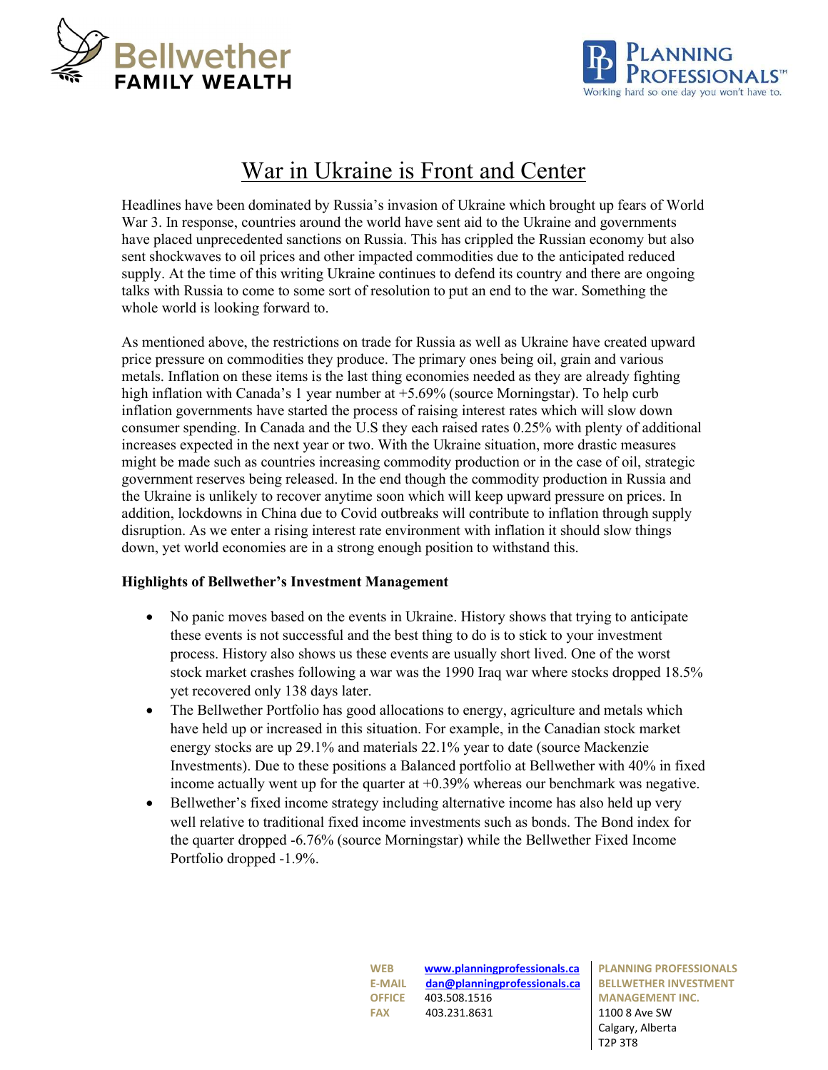# War in Ukraine is Front and Center

Headlines have been dominated by Russia's invasion of Ukraine which brought up fears of World War 3. In response, countries around the world have sent aid to the Ukraine and governments have placed unprecedented sanctions on Russia. This has crippled the Russian economy but also sent shockwaves to oil prices and other impacted commodities due to the anticipated reduced supply. At the time of this writing Ukraine continues to defend its country and there are ongoing talks with Russia to come to some sort of resolution to put an end to the war. Something the whole world is looking forward to.

As mentioned above, the restrictions on trade for Russia as well as Ukraine have created upward price pressure on commodities they produce. The primary ones being oil, grain and various metals. Inflation on these items is the last thing economies needed as they are already fighting high inflation with Canada's 1 year number at +5.69% (source Morningstar). To help curb inflation governments have started the process of raising interest rates which will slow down consumer spending. In Canada and the U.S they each raised rates 0.25% with plenty of additional increases expected in the next year or two. With the Ukraine situation, more drastic measures might be made such as countries increasing commodity production or in the case of oil, strategic government reserves being released. In the end though the commodity production in Russia and the Ukraine is unlikely to recover anytime soon which will keep upward pressure on prices. In addition, lockdowns in China due to Covid outbreaks will contribute to inflation through supply disruption. As we enter a rising interest rate environment with inflation it should slow things down, yet world economies are in a strong enough position to withstand this.

**Highlights of Bellwether's Investment Management**

- No panic moves based on the events in Ukraine. History shows that trying to anticipate these events is not successful and the best thing to do is to stick to your investment process. History also shows us these events are usually short lived. One of the worst stock market crashes following a war was the 1990 Iraq war where stocks dropped 18.5% yet recovered only 138 days later.
- The Bellwether Portfolio has good allocations to energy, agriculture and metals which have held up or increased in this situation. For example, in the Canadian stock market energy stocks are up 29.1% and materials 22.1% year to date (source Mackenzie Investments). Due to these positions a Balanced portfolio at Bellwether with 40% in fixed income actually went up for the quarter at +0.39% whereas our benchmark was negative.
- Bellwether's fixed income strategy including alternative income has also held up very well relative to traditional fixed income investments such as bonds. The Bond index for the quarter dropped -6.76% (source Morningstar) while the Bellwether Fixed Income Portfolio dropped -1.9%.

| | |
|---|---|
| WEB | www.planningprofessionals.ca |
| E-MAIL | dan@planningprofessionals.ca |
| OFFICE | 403.508.1516 |
| FAX | 403.231.8631 |

**PLANNING PROFESSIONALS**
**BELLWETHER INVESTMENT MANAGEMENT INC.**
1100 8 Ave SW
Calgary, Alberta
T2P 3T8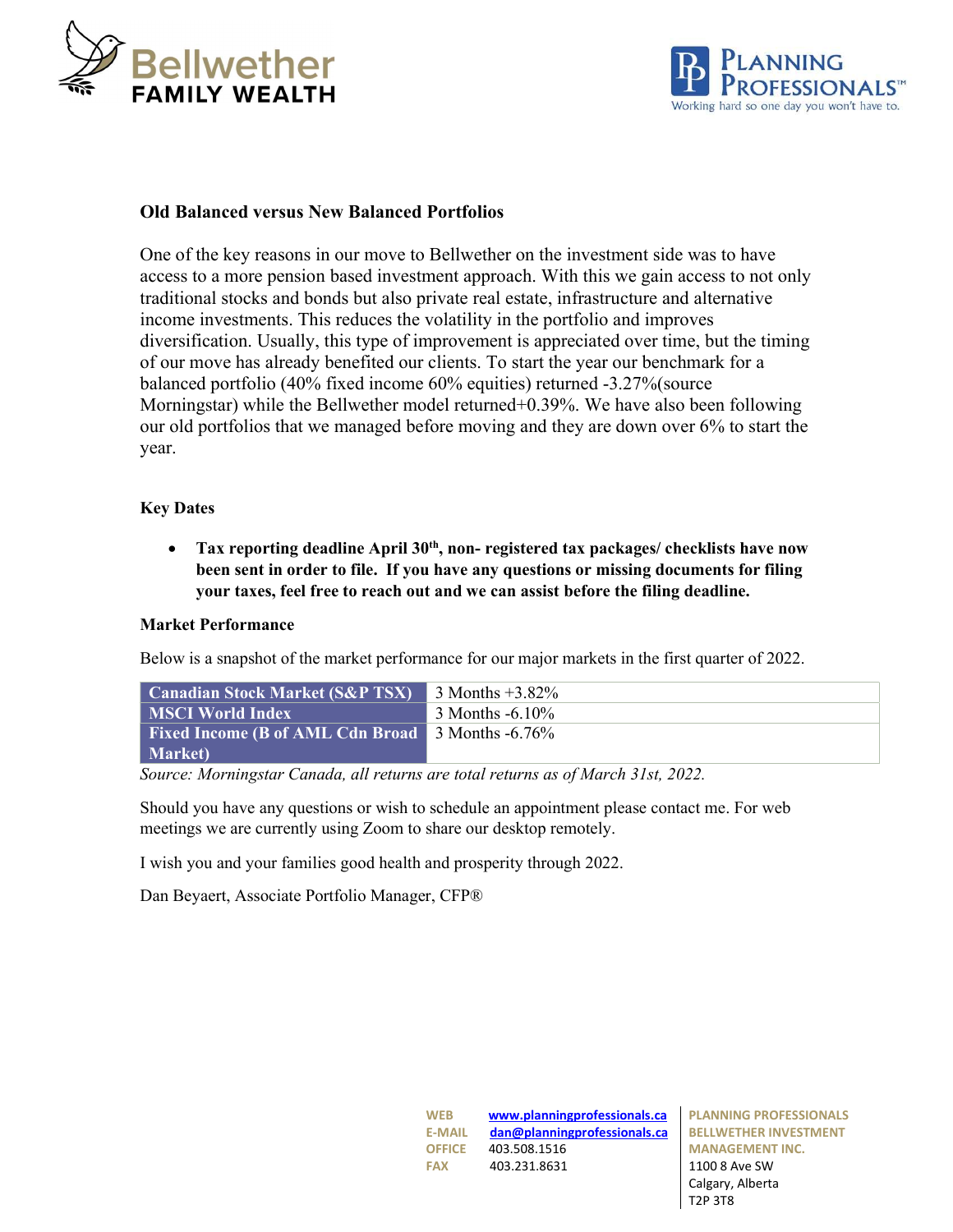Bellwether FAMILY WEALTH

PLANNING PROFESSIONALS™
Working hard so one day you won't have to.

### Old Balanced versus New Balanced Portfolios

One of the key reasons in our move to Bellwether on the investment side was to have access to a more pension based investment approach. With this we gain access to not only traditional stocks and bonds but also private real estate, infrastructure and alternative income investments. This reduces the volatility in the portfolio and improves diversification. Usually, this type of improvement is appreciated over time, but the timing of our move has already benefited our clients. To start the year our benchmark for a balanced portfolio (40% fixed income 60% equities) returned -3.27%(source Morningstar) while the Bellwether model returned+0.39%. We have also been following our old portfolios that we managed before moving and they are down over 6% to start the year.

### Key Dates

- **Tax reporting deadline April 30th, non- registered tax packages/ checklists have now been sent in order to file. If you have any questions or missing documents for filing your taxes, feel free to reach out and we can assist before the filing deadline.**

### Market Performance

Below is a snapshot of the market performance for our major markets in the first quarter of 2022.

| | |
|---|---|
| **Canadian Stock Market (S&P TSX)** | 3 Months +3.82% |
| **MSCI World Index** | 3 Months -6.10% |
| **Fixed Income (B of AML Cdn Broad Market)** | 3 Months -6.76% |

*Source: Morningstar Canada, all returns are total returns as of March 31st, 2022.*

Should you have any questions or wish to schedule an appointment please contact me. For web meetings we are currently using Zoom to share our desktop remotely.

I wish you and your families good health and prosperity through 2022.

Dan Beyaert, Associate Portfolio Manager, CFP®

WEB www.planningprofessionals.ca
E-MAIL dan@planningprofessionals.ca
OFFICE 403.508.1516
FAX 403.231.8631

PLANNING PROFESSIONALS
BELLWETHER INVESTMENT MANAGEMENT INC.
1100 8 Ave SW
Calgary, Alberta
T2P 3T8